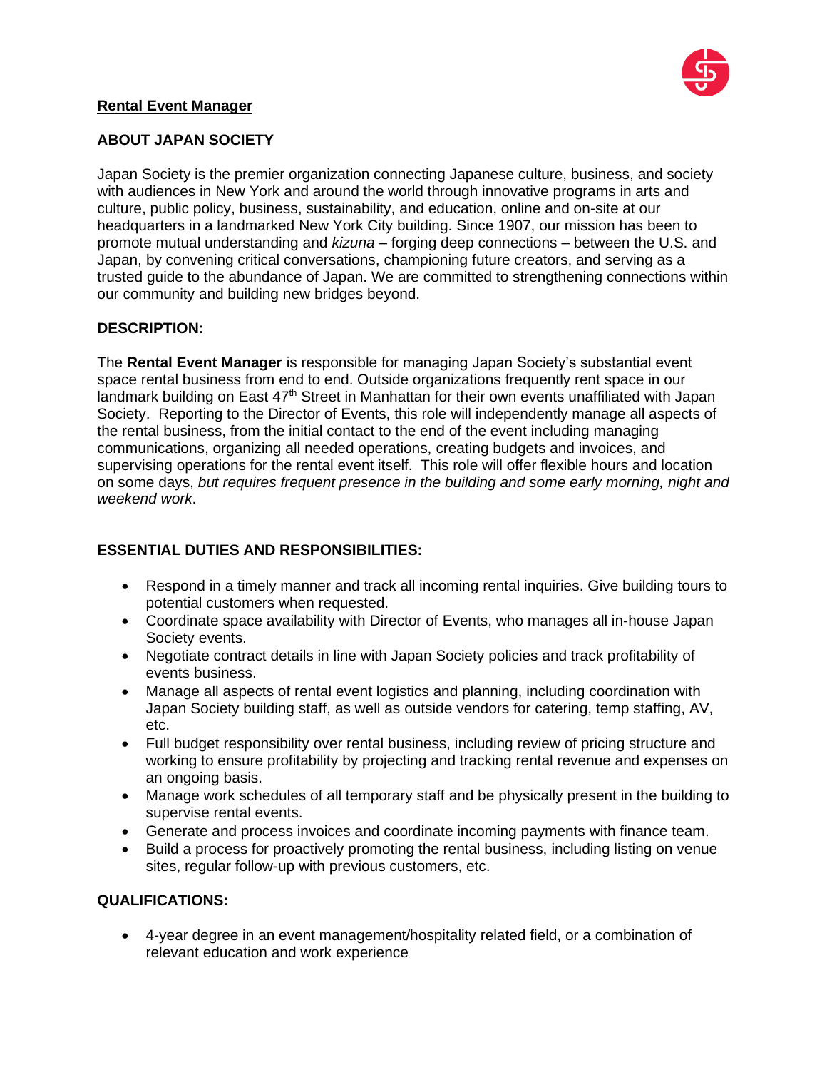## Rental Event Manager

### ABOUT JAPAN SOCIETY

Japan Society is the premier organization connecting Japanese culture, business, and society with audiences in New York and around the world through innovative programs in arts and culture, public policy, business, sustainability, and education, online and on-site at our headquarters in a landmarked New York City building. Since 1907, our mission has been to promote mutual understanding and *kizuna* – forging deep connections – between the U.S. and Japan, by convening critical conversations, championing future creators, and serving as a trusted guide to the abundance of Japan. We are committed to strengthening connections within our community and building new bridges beyond.

### DESCRIPTION:

The **Rental Event Manager** is responsible for managing Japan Society's substantial event space rental business from end to end. Outside organizations frequently rent space in our landmark building on East 47th Street in Manhattan for their own events unaffiliated with Japan Society. Reporting to the Director of Events, this role will independently manage all aspects of the rental business, from the initial contact to the end of the event including managing communications, organizing all needed operations, creating budgets and invoices, and supervising operations for the rental event itself. This role will offer flexible hours and location on some days, *but requires frequent presence in the building and some early morning, night and weekend work*.

### ESSENTIAL DUTIES AND RESPONSIBILITIES:

- Respond in a timely manner and track all incoming rental inquiries. Give building tours to potential customers when requested.
- Coordinate space availability with Director of Events, who manages all in-house Japan Society events.
- Negotiate contract details in line with Japan Society policies and track profitability of events business.
- Manage all aspects of rental event logistics and planning, including coordination with Japan Society building staff, as well as outside vendors for catering, temp staffing, AV, etc.
- Full budget responsibility over rental business, including review of pricing structure and working to ensure profitability by projecting and tracking rental revenue and expenses on an ongoing basis.
- Manage work schedules of all temporary staff and be physically present in the building to supervise rental events.
- Generate and process invoices and coordinate incoming payments with finance team.
- Build a process for proactively promoting the rental business, including listing on venue sites, regular follow-up with previous customers, etc.

### QUALIFICATIONS:

- 4-year degree in an event management/hospitality related field, or a combination of relevant education and work experience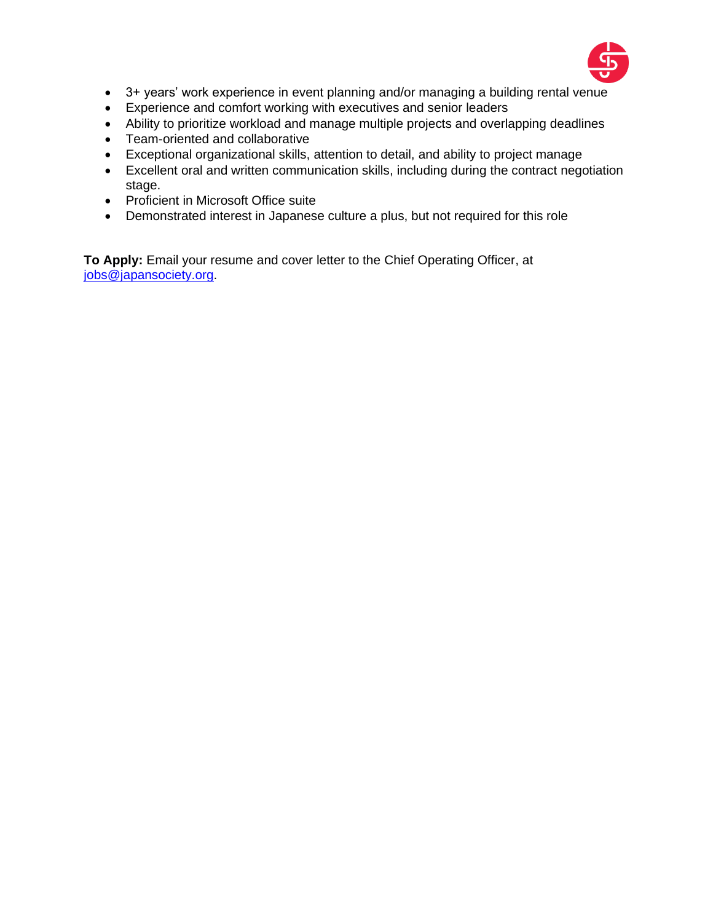- 3+ years' work experience in event planning and/or managing a building rental venue
- Experience and comfort working with executives and senior leaders
- Ability to prioritize workload and manage multiple projects and overlapping deadlines
- Team-oriented and collaborative
- Exceptional organizational skills, attention to detail, and ability to project manage
- Excellent oral and written communication skills, including during the contract negotiation stage.
- Proficient in Microsoft Office suite
- Demonstrated interest in Japanese culture a plus, but not required for this role

**To Apply:** Email your resume and cover letter to the Chief Operating Officer, at jobs@japansociety.org.